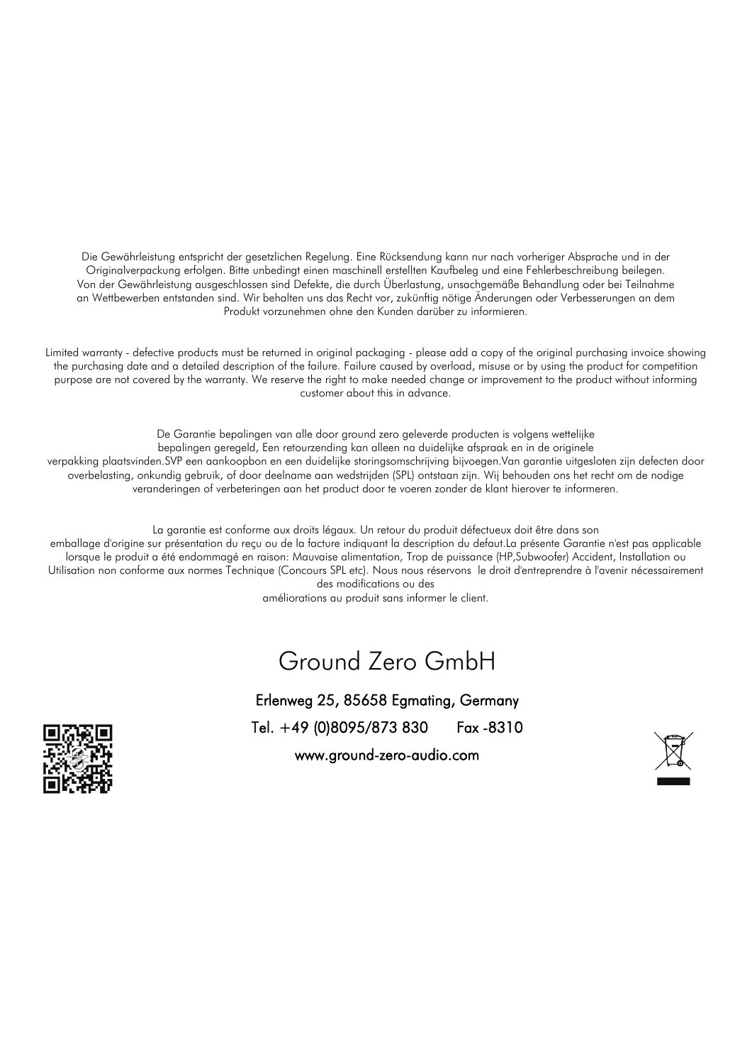Die Gewährleistung entspricht der gesetzlichen Regelung. Eine Rücksendung kann nur nach vorheriger Absprache und in der Originalverpackung erfolgen. Bitte unbedingt einen maschinell erstellten Kaufbeleg und eine Fehlerbeschreibung beilegen. Von der Gewährleistung ausgeschlossen sind Defekte, die durch Überlastung, unsachgemäße Behandlung oder bei Teilnahme an Wettbewerben entstanden sind. Wir behalten uns das Recht vor, zukünftig nötige Änderungen oder Verbesserungen an dem Produkt vorzunehmen ohne den Kunden darüber zu informieren.

Limited warranty - defective products must be returned in original packaging - please add a copy of the original purchasing invoice showing the purchasing date and a detailed description of the failure. Failure caused by overload, misuse or by using the product for competition purpose are not covered by the warranty. We reserve the right to make needed change or improvement to the product without informing customer about this in advance.

De Garantie bepalingen van alle door ground zero geleverde producten is volgens wettelijke bepalingen geregeld, Een retourzending kan alleen na duidelijke afspraak en in de originele verpakking plaatsvinden.SVP een aankoopbon en een duidelijke storingsomschrijving bijvoegen.Van garantie uitgesloten zijn defecten door overbelasting, onkundig gebruik, of door deelname aan wedstrijden (SPL) ontstaan zijn. Wij behouden ons het recht om de nodige veranderingen of verbeteringen aan het product door te voeren zonder de klant hierover te informeren.

La garantie est conforme aux droits légaux. Un retour du produit défectueux doit être dans son emballage d'origine sur présentation du reçu ou de la facture indiquant la description du defaut.La présente Garantie n'est pas applicable lorsque le produit a été endommagé en raison: Mauvaise alimentation, Trop de puissance (HP,Subwoofer) Accident, Installation ou Utilisation non conforme aux normes Technique (Concours SPL etc). Nous nous réservons le droit d'entreprendre à l'avenir nécessairement des modifications ou des améliorations au produit sans informer le client.

# Ground Zero GmbH

Erlenweg 25, 85658 Egmating, Germany

Tel. +49 (0)8095/873 830 Fax -8310

www.ground-zero-audio.com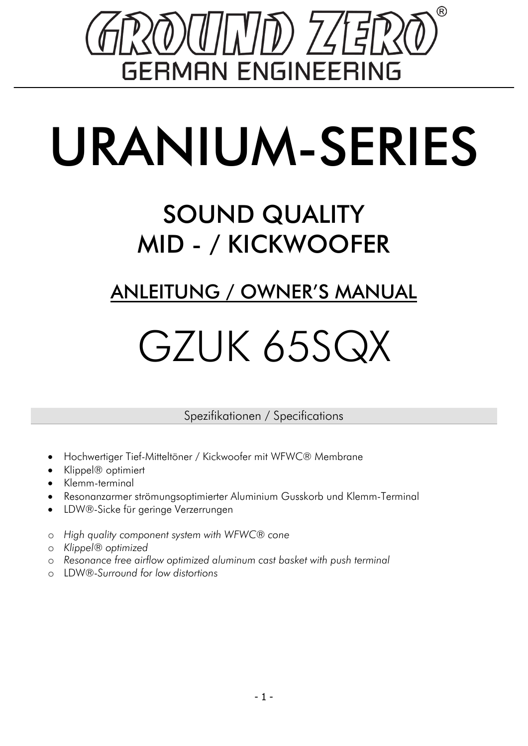# GROUND ZERO®

GERMAN ENGINEERING

# URANIUM-SERIES

## SOUND QUALITY
## MID - / KICKWOOFER

## ANLEITUNG / OWNER'S MANUAL

# GZUK 65SQX

### Spezifikationen / Specifications

- Hochwertiger Tief-Mitteltöner / Kickwoofer mit WFWC® Membrane
- Klippel® optimiert
- Klemm-terminal
- Resonanzarmer strömungsoptimierter Aluminium Gusskorb und Klemm-Terminal
- LDW®-Sicke für geringe Verzerrungen

- *High quality component system with WFWC® cone*
- *Klippel® optimized*
- *Resonance free airflow optimized aluminum cast basket with push terminal*
- LDW®-*Surround for low distortions*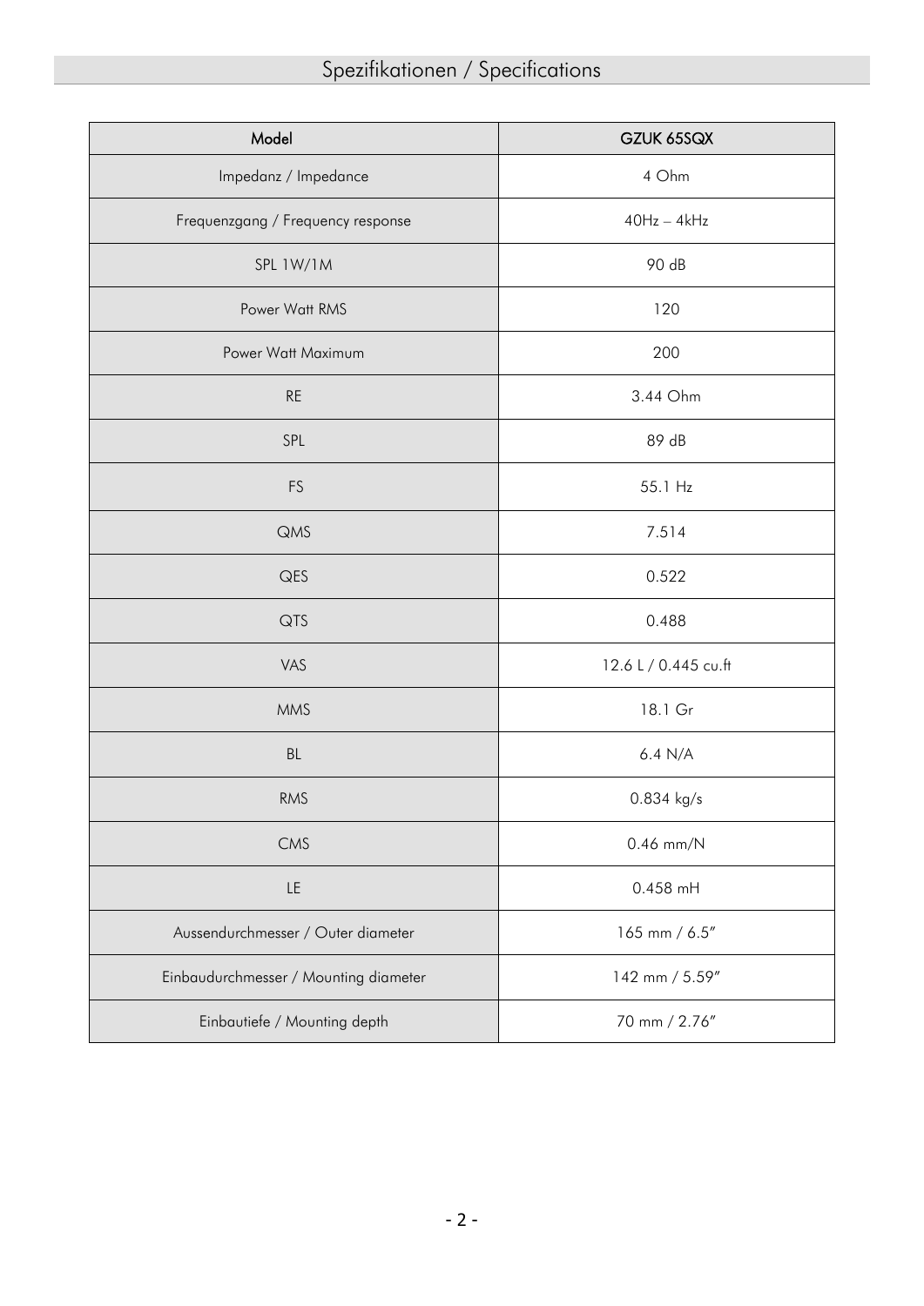# Spezifikationen / Specifications

| Model | GZUK 65SQX |
|---|---|
| Impedanz / Impedance | 4 Ohm |
| Frequenzgang / Frequency response | 40Hz – 4kHz |
| SPL 1W/1M | 90 dB |
| Power Watt RMS | 120 |
| Power Watt Maximum | 200 |
| RE | 3.44 Ohm |
| SPL | 89 dB |
| FS | 55.1 Hz |
| QMS | 7.514 |
| QES | 0.522 |
| QTS | 0.488 |
| VAS | 12.6 L / 0.445 cu.ft |
| MMS | 18.1 Gr |
| BL | 6.4 N/A |
| RMS | 0.834 kg/s |
| CMS | 0.46 mm/N |
| LE | 0.458 mH |
| Aussendurchmesser / Outer diameter | 165 mm / 6.5″ |
| Einbaudurchmesser / Mounting diameter | 142 mm / 5.59″ |
| Einbautiefe / Mounting depth | 70 mm / 2.76″ |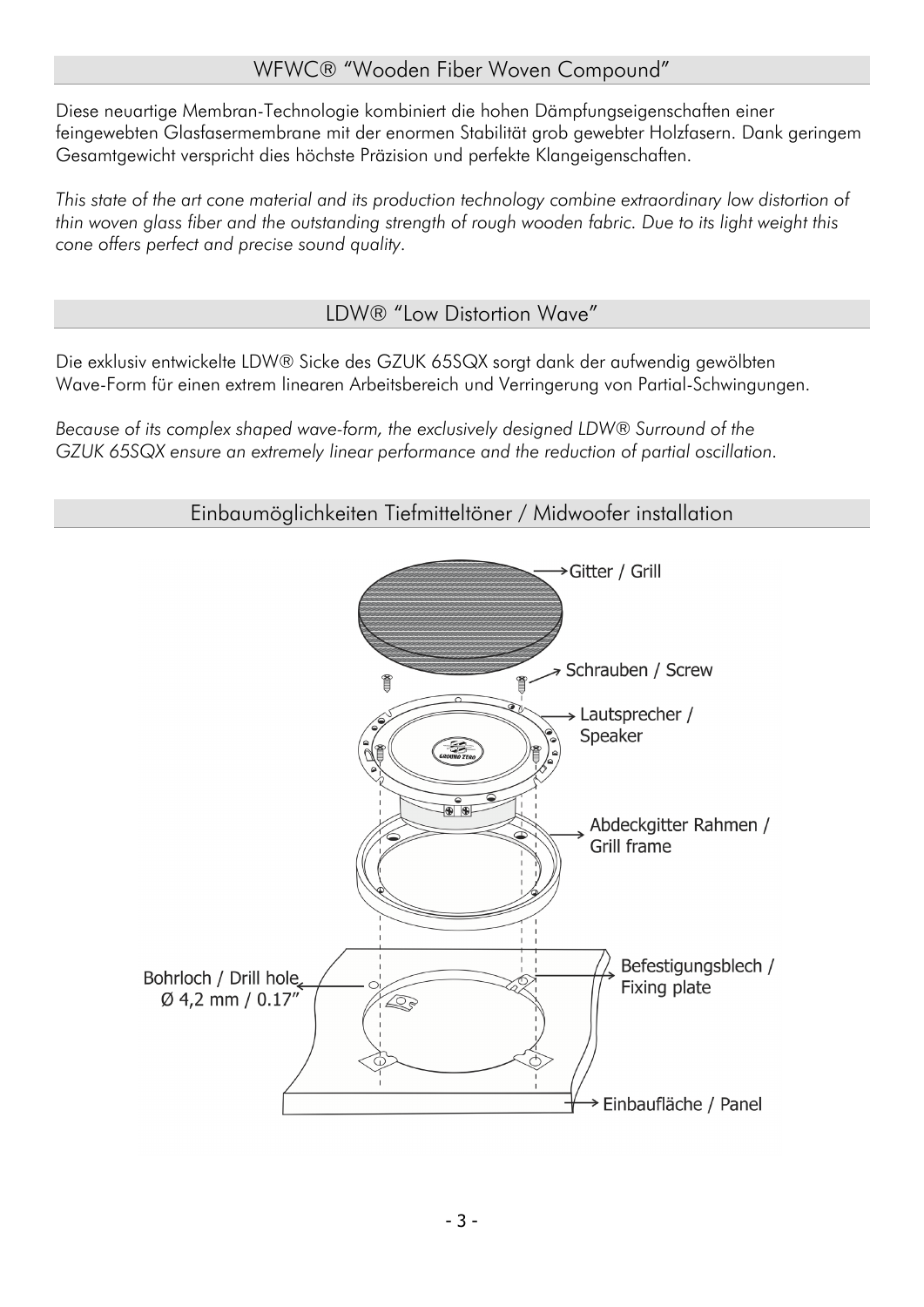## WFWC® "Wooden Fiber Woven Compound"

Diese neuartige Membran-Technologie kombiniert die hohen Dämpfungseigenschaften einer feingewebten Glasfasermembrane mit der enormen Stabilität grob gewebter Holzfasern. Dank geringem Gesamtgewicht verspricht dies höchste Präzision und perfekte Klangeigenschaften.

*This state of the art cone material and its production technology combine extraordinary low distortion of thin woven glass fiber and the outstanding strength of rough wooden fabric. Due to its light weight this cone offers perfect and precise sound quality.*

## LDW® "Low Distortion Wave"

Die exklusiv entwickelte LDW® Sicke des GZUK 65SQX sorgt dank der aufwendig gewölbten Wave-Form für einen extrem linearen Arbeitsbereich und Verringerung von Partial-Schwingungen.

*Because of its complex shaped wave-form, the exclusively designed LDW® Surround of the GZUK 65SQX ensure an extremely linear performance and the reduction of partial oscillation.*

## Einbaumöglichkeiten Tiefmitteltöner / Midwoofer installation

Gitter / Grill

Schrauben / Screw

Lautsprecher / Speaker

Abdeckgitter Rahmen / Grill frame

Bohrloch / Drill hole
Ø 4,2 mm / 0.17"

Befestigungsblech / Fixing plate

Einbaufläche / Panel